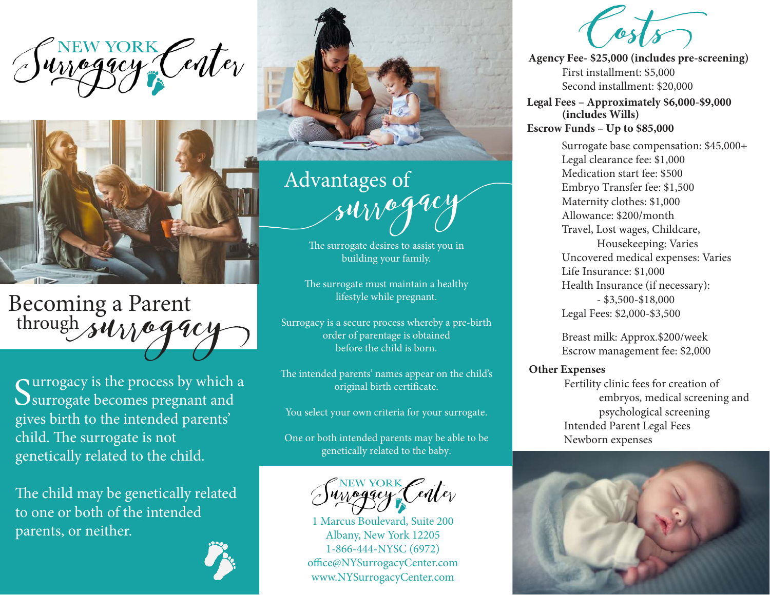# New York Surrogacy Center

## Becoming a Parent through surrogacy

Surrogacy is the process by which a surrogate becomes pregnant and gives birth to the intended parents' child. The surrogate is not genetically related to the child.

The child may be genetically related to one or both of the intended parents, or neither.

## Advantages of surrogacy

The surrogate desires to assist you in building your family.

The surrogate must maintain a healthy lifestyle while pregnant.

Surrogacy is a secure process whereby a pre-birth order of parentage is obtained before the child is born.

The intended parents' names appear on the child's original birth certificate.

You select your own criteria for your surrogate.

One or both intended parents may be able to be genetically related to the baby.

New York Surrogacy Center
1 Marcus Boulevard, Suite 200
Albany, New York 12205
1-866-444-NYSC (6972)
office@NYSurrogacyCenter.com
www.NYSurrogacyCenter.com

## Costs

**Agency Fee- $25,000 (includes pre-screening)**
- First installment: $5,000
- Second installment: $20,000

**Legal Fees – Approximately $6,000-$9,000 (includes Wills)**

**Escrow Funds – Up to $85,000**
- Surrogate base compensation: $45,000+
- Legal clearance fee: $1,000
- Medication start fee: $500
- Embryo Transfer fee: $1,500
- Maternity clothes: $1,000
- Allowance: $200/month
- Travel, Lost wages, Childcare, Housekeeping: Varies
- Uncovered medical expenses: Varies
- Life Insurance: $1,000
- Health Insurance (if necessary): - $3,500-$18,000
- Legal Fees: $2,000-$3,500
- Breast milk: Approx.$200/week
- Escrow management fee: $2,000

**Other Expenses**
- Fertility clinic fees for creation of embryos, medical screening and psychological screening
- Intended Parent Legal Fees
- Newborn expenses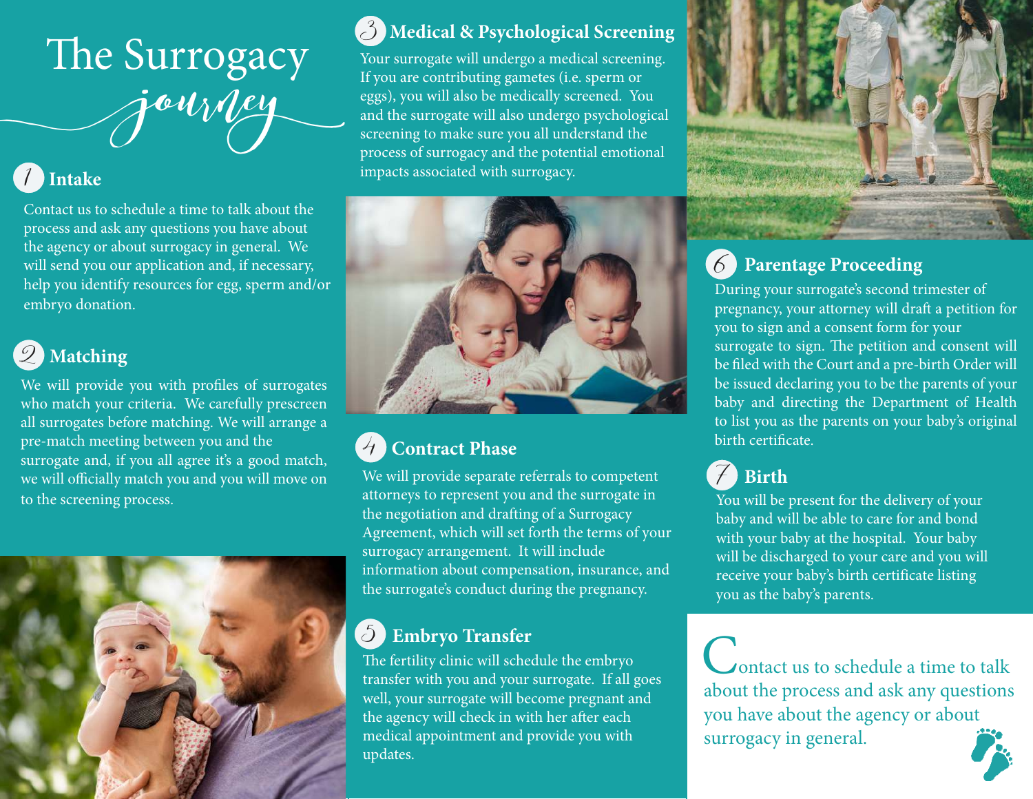# The Surrogacy *journey*

## 1 Intake

Contact us to schedule a time to talk about the process and ask any questions you have about the agency or about surrogacy in general. We will send you our application and, if necessary, help you identify resources for egg, sperm and/or embryo donation.

## 2 Matching

We will provide you with profiles of surrogates who match your criteria. We carefully prescreen all surrogates before matching. We will arrange a pre-match meeting between you and the surrogate and, if you all agree it's a good match, we will officially match you and you will move on to the screening process.

## 3 Medical & Psychological Screening

Your surrogate will undergo a medical screening. If you are contributing gametes (i.e. sperm or eggs), you will also be medically screened. You and the surrogate will also undergo psychological screening to make sure you all understand the process of surrogacy and the potential emotional impacts associated with surrogacy.

## 4 Contract Phase

We will provide separate referrals to competent attorneys to represent you and the surrogate in the negotiation and drafting of a Surrogacy Agreement, which will set forth the terms of your surrogacy arrangement. It will include information about compensation, insurance, and the surrogate's conduct during the pregnancy.

## 5 Embryo Transfer

The fertility clinic will schedule the embryo transfer with you and your surrogate. If all goes well, your surrogate will become pregnant and the agency will check in with her after each medical appointment and provide you with updates.

## 6 Parentage Proceeding

During your surrogate's second trimester of pregnancy, your attorney will draft a petition for you to sign and a consent form for your surrogate to sign. The petition and consent will be filed with the Court and a pre-birth Order will be issued declaring you to be the parents of your baby and directing the Department of Health to list you as the parents on your baby's original birth certificate.

## 7 Birth

You will be present for the delivery of your baby and will be able to care for and bond with your baby at the hospital. Your baby will be discharged to your care and you will receive your baby's birth certificate listing you as the baby's parents.

Contact us to schedule a time to talk about the process and ask any questions you have about the agency or about surrogacy in general.